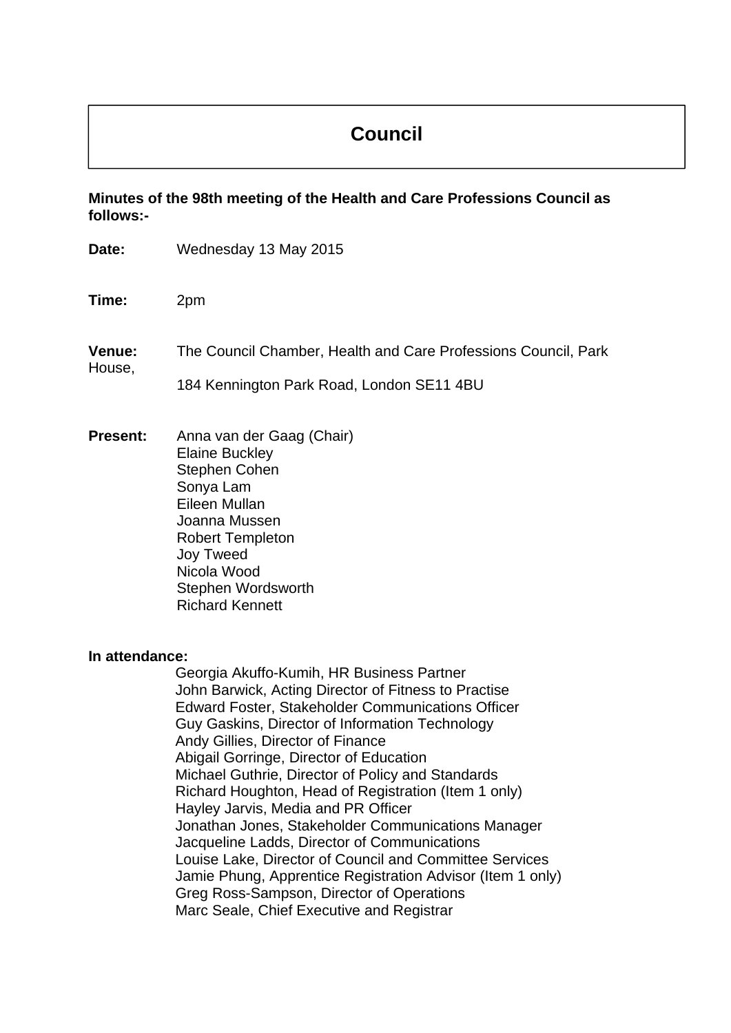# Council

**Minutes of the 98th meeting of the Health and Care Professions Council as follows:-**

**Date:** Wednesday 13 May 2015

**Time:** 2pm

**Venue:** The Council Chamber, Health and Care Professions Council, Park House,

184 Kennington Park Road, London SE11 4BU

**Present:** Anna van der Gaag (Chair)
Elaine Buckley
Stephen Cohen
Sonya Lam
Eileen Mullan
Joanna Mussen
Robert Templeton
Joy Tweed
Nicola Wood
Stephen Wordsworth
Richard Kennett

**In attendance:**

Georgia Akuffo-Kumih, HR Business Partner
John Barwick, Acting Director of Fitness to Practise
Edward Foster, Stakeholder Communications Officer
Guy Gaskins, Director of Information Technology
Andy Gillies, Director of Finance
Abigail Gorringe, Director of Education
Michael Guthrie, Director of Policy and Standards
Richard Houghton, Head of Registration (Item 1 only)
Hayley Jarvis, Media and PR Officer
Jonathan Jones, Stakeholder Communications Manager
Jacqueline Ladds, Director of Communications
Louise Lake, Director of Council and Committee Services
Jamie Phung, Apprentice Registration Advisor (Item 1 only)
Greg Ross-Sampson, Director of Operations
Marc Seale, Chief Executive and Registrar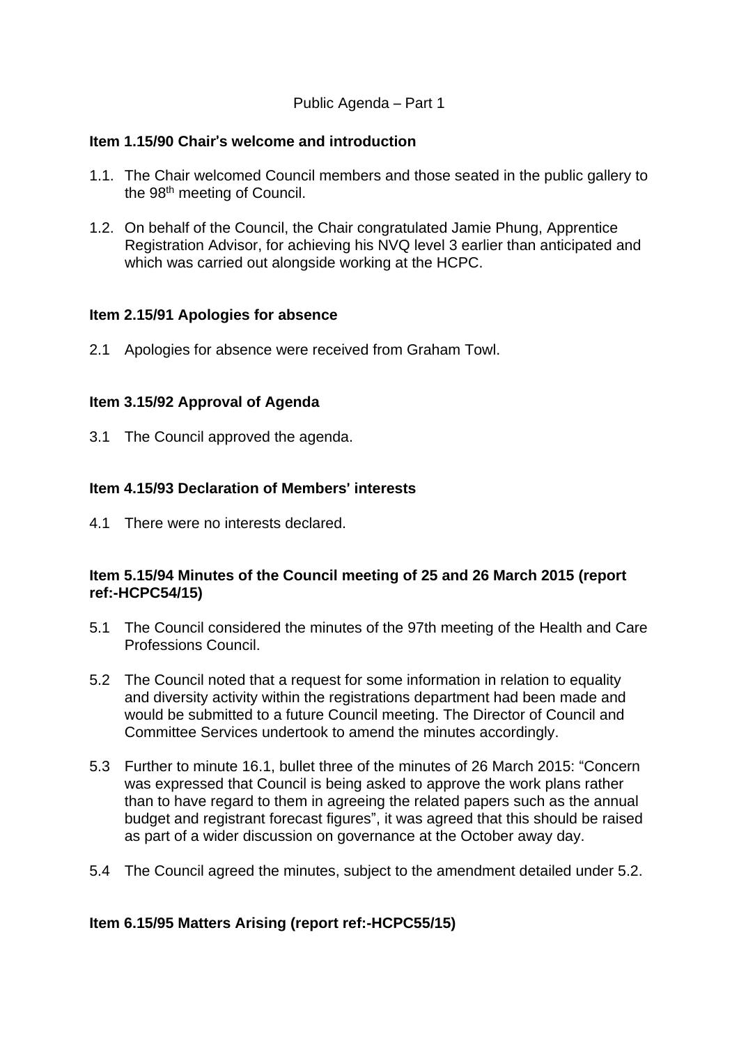Public Agenda – Part 1

**Item 1.15/90 Chair's welcome and introduction**

1.1. The Chair welcomed Council members and those seated in the public gallery to the 98th meeting of Council.

1.2. On behalf of the Council, the Chair congratulated Jamie Phung, Apprentice Registration Advisor, for achieving his NVQ level 3 earlier than anticipated and which was carried out alongside working at the HCPC.

**Item 2.15/91 Apologies for absence**

2.1 Apologies for absence were received from Graham Towl.

**Item 3.15/92 Approval of Agenda**

3.1 The Council approved the agenda.

**Item 4.15/93 Declaration of Members' interests**

4.1 There were no interests declared.

**Item 5.15/94 Minutes of the Council meeting of 25 and 26 March 2015 (report ref:-HCPC54/15)**

5.1 The Council considered the minutes of the 97th meeting of the Health and Care Professions Council.

5.2 The Council noted that a request for some information in relation to equality and diversity activity within the registrations department had been made and would be submitted to a future Council meeting. The Director of Council and Committee Services undertook to amend the minutes accordingly.

5.3 Further to minute 16.1, bullet three of the minutes of 26 March 2015: "Concern was expressed that Council is being asked to approve the work plans rather than to have regard to them in agreeing the related papers such as the annual budget and registrant forecast figures", it was agreed that this should be raised as part of a wider discussion on governance at the October away day.

5.4 The Council agreed the minutes, subject to the amendment detailed under 5.2.

**Item 6.15/95 Matters Arising (report ref:-HCPC55/15)**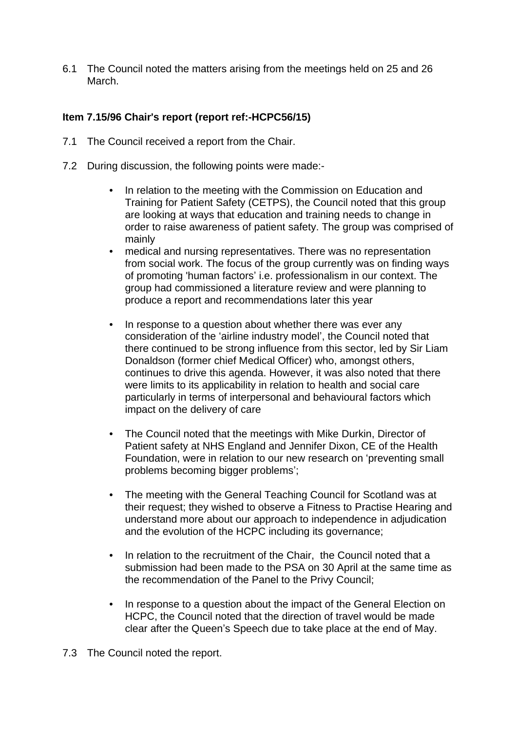6.1 The Council noted the matters arising from the meetings held on 25 and 26 March.

**Item 7.15/96 Chair's report (report ref:-HCPC56/15)**

7.1 The Council received a report from the Chair.

7.2 During discussion, the following points were made:-

- In relation to the meeting with the Commission on Education and Training for Patient Safety (CETPS), the Council noted that this group are looking at ways that education and training needs to change in order to raise awareness of patient safety. The group was comprised of mainly
- medical and nursing representatives. There was no representation from social work. The focus of the group currently was on finding ways of promoting 'human factors' i.e. professionalism in our context. The group had commissioned a literature review and were planning to produce a report and recommendations later this year

- In response to a question about whether there was ever any consideration of the 'airline industry model', the Council noted that there continued to be strong influence from this sector, led by Sir Liam Donaldson (former chief Medical Officer) who, amongst others, continues to drive this agenda. However, it was also noted that there were limits to its applicability in relation to health and social care particularly in terms of interpersonal and behavioural factors which impact on the delivery of care

- The Council noted that the meetings with Mike Durkin, Director of Patient safety at NHS England and Jennifer Dixon, CE of the Health Foundation, were in relation to our new research on 'preventing small problems becoming bigger problems';

- The meeting with the General Teaching Council for Scotland was at their request; they wished to observe a Fitness to Practise Hearing and understand more about our approach to independence in adjudication and the evolution of the HCPC including its governance;

- In relation to the recruitment of the Chair, the Council noted that a submission had been made to the PSA on 30 April at the same time as the recommendation of the Panel to the Privy Council;

- In response to a question about the impact of the General Election on HCPC, the Council noted that the direction of travel would be made clear after the Queen's Speech due to take place at the end of May.

7.3 The Council noted the report.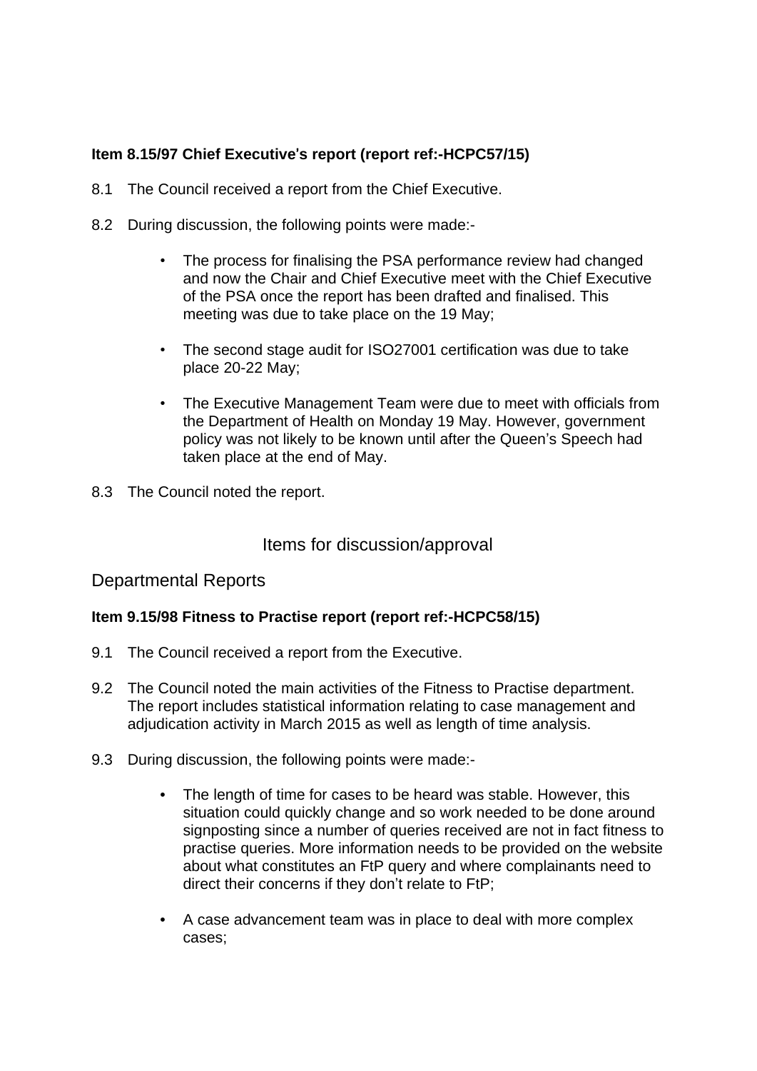**Item 8.15/97 Chief Executive's report (report ref:-HCPC57/15)**

8.1 The Council received a report from the Chief Executive.

8.2 During discussion, the following points were made:-

- The process for finalising the PSA performance review had changed and now the Chair and Chief Executive meet with the Chief Executive of the PSA once the report has been drafted and finalised. This meeting was due to take place on the 19 May;

- The second stage audit for ISO27001 certification was due to take place 20-22 May;

- The Executive Management Team were due to meet with officials from the Department of Health on Monday 19 May. However, government policy was not likely to be known until after the Queen's Speech had taken place at the end of May.

8.3 The Council noted the report.

## Items for discussion/approval

## Departmental Reports

**Item 9.15/98 Fitness to Practise report (report ref:-HCPC58/15)**

9.1 The Council received a report from the Executive.

9.2 The Council noted the main activities of the Fitness to Practise department. The report includes statistical information relating to case management and adjudication activity in March 2015 as well as length of time analysis.

9.3 During discussion, the following points were made:-

- The length of time for cases to be heard was stable. However, this situation could quickly change and so work needed to be done around signposting since a number of queries received are not in fact fitness to practise queries. More information needs to be provided on the website about what constitutes an FtP query and where complainants need to direct their concerns if they don't relate to FtP;

- A case advancement team was in place to deal with more complex cases;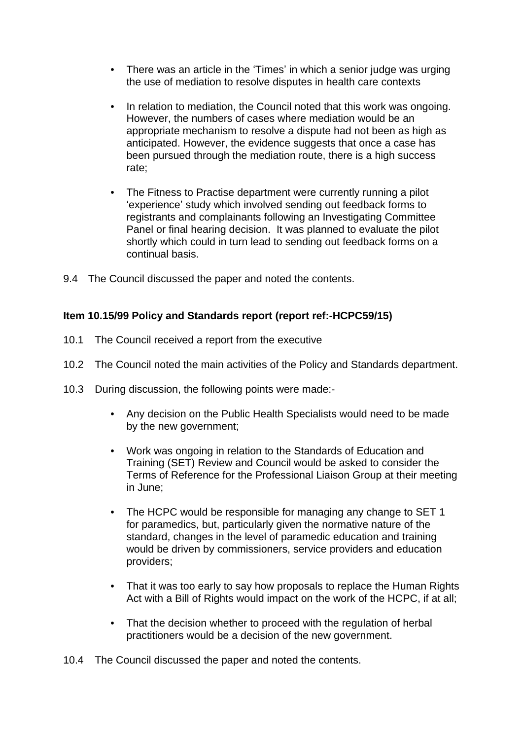- There was an article in the 'Times' in which a senior judge was urging the use of mediation to resolve disputes in health care contexts

- In relation to mediation, the Council noted that this work was ongoing. However, the numbers of cases where mediation would be an appropriate mechanism to resolve a dispute had not been as high as anticipated. However, the evidence suggests that once a case has been pursued through the mediation route, there is a high success rate;

- The Fitness to Practise department were currently running a pilot 'experience' study which involved sending out feedback forms to registrants and complainants following an Investigating Committee Panel or final hearing decision. It was planned to evaluate the pilot shortly which could in turn lead to sending out feedback forms on a continual basis.

9.4 The Council discussed the paper and noted the contents.

**Item 10.15/99 Policy and Standards report (report ref:-HCPC59/15)**

10.1 The Council received a report from the executive

10.2 The Council noted the main activities of the Policy and Standards department.

10.3 During discussion, the following points were made:-

- Any decision on the Public Health Specialists would need to be made by the new government;

- Work was ongoing in relation to the Standards of Education and Training (SET) Review and Council would be asked to consider the Terms of Reference for the Professional Liaison Group at their meeting in June;

- The HCPC would be responsible for managing any change to SET 1 for paramedics, but, particularly given the normative nature of the standard, changes in the level of paramedic education and training would be driven by commissioners, service providers and education providers;

- That it was too early to say how proposals to replace the Human Rights Act with a Bill of Rights would impact on the work of the HCPC, if at all;

- That the decision whether to proceed with the regulation of herbal practitioners would be a decision of the new government.

10.4 The Council discussed the paper and noted the contents.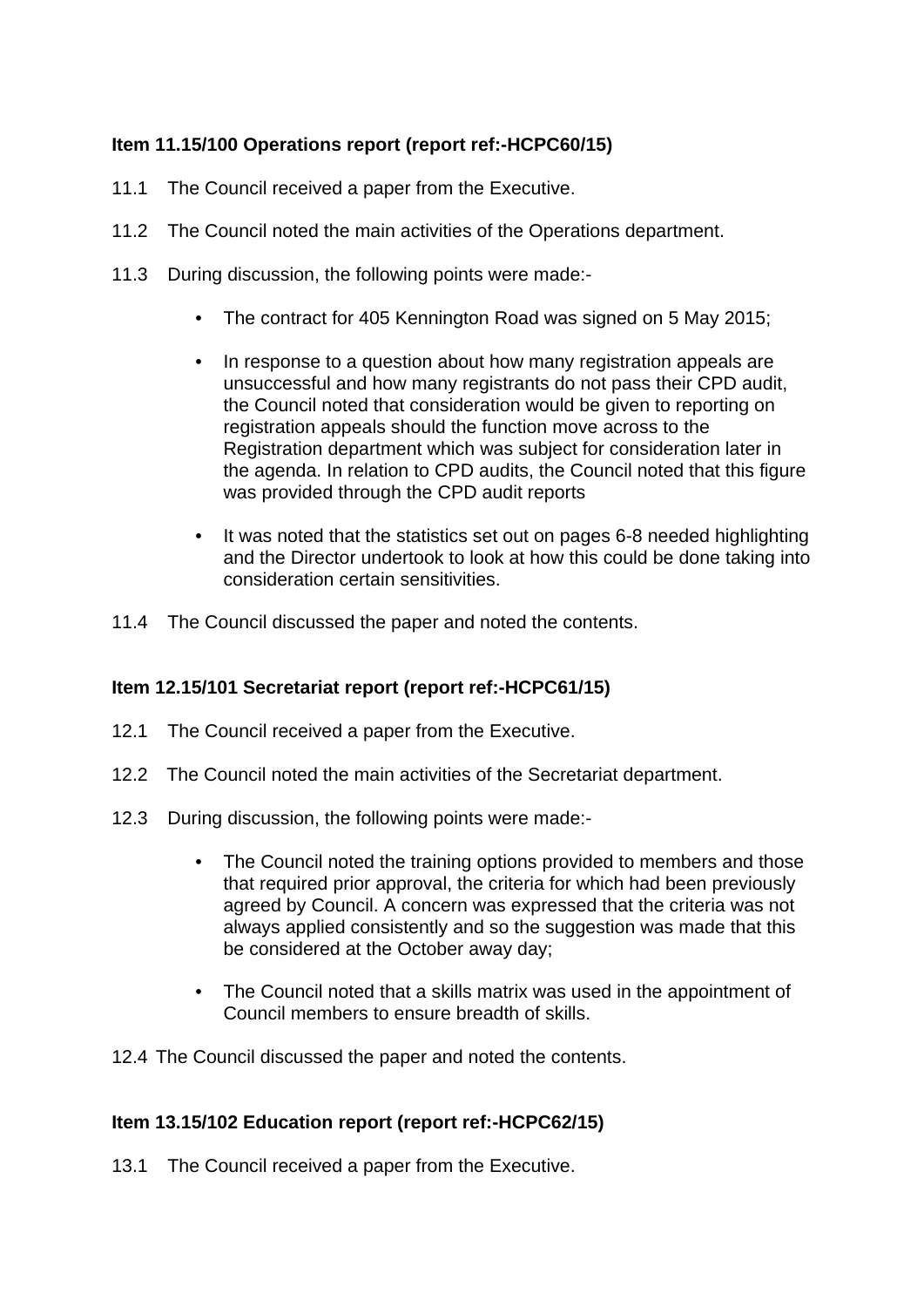**Item 11.15/100 Operations report (report ref:-HCPC60/15)**

11.1 The Council received a paper from the Executive.

11.2 The Council noted the main activities of the Operations department.

11.3 During discussion, the following points were made:-

- The contract for 405 Kennington Road was signed on 5 May 2015;
- In response to a question about how many registration appeals are unsuccessful and how many registrants do not pass their CPD audit, the Council noted that consideration would be given to reporting on registration appeals should the function move across to the Registration department which was subject for consideration later in the agenda. In relation to CPD audits, the Council noted that this figure was provided through the CPD audit reports
- It was noted that the statistics set out on pages 6-8 needed highlighting and the Director undertook to look at how this could be done taking into consideration certain sensitivities.

11.4 The Council discussed the paper and noted the contents.

**Item 12.15/101 Secretariat report (report ref:-HCPC61/15)**

12.1 The Council received a paper from the Executive.

12.2 The Council noted the main activities of the Secretariat department.

12.3 During discussion, the following points were made:-

- The Council noted the training options provided to members and those that required prior approval, the criteria for which had been previously agreed by Council. A concern was expressed that the criteria was not always applied consistently and so the suggestion was made that this be considered at the October away day;
- The Council noted that a skills matrix was used in the appointment of Council members to ensure breadth of skills.

12.4 The Council discussed the paper and noted the contents.

**Item 13.15/102 Education report (report ref:-HCPC62/15)**

13.1 The Council received a paper from the Executive.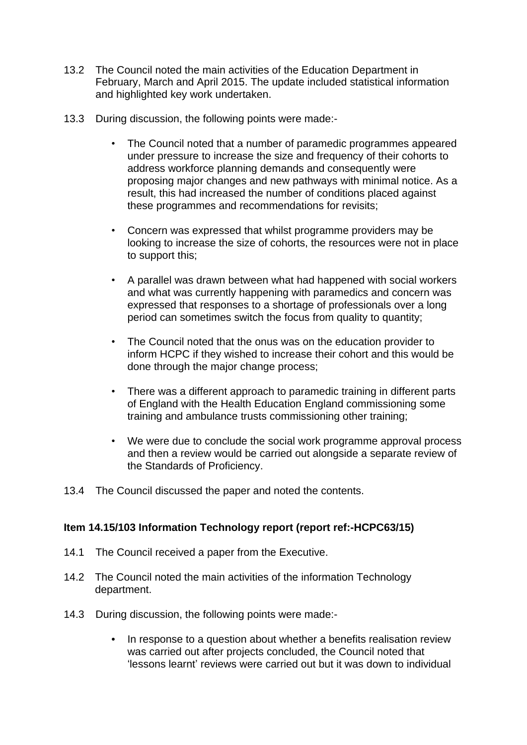13.2 The Council noted the main activities of the Education Department in February, March and April 2015. The update included statistical information and highlighted key work undertaken.

13.3 During discussion, the following points were made:-

- The Council noted that a number of paramedic programmes appeared under pressure to increase the size and frequency of their cohorts to address workforce planning demands and consequently were proposing major changes and new pathways with minimal notice. As a result, this had increased the number of conditions placed against these programmes and recommendations for revisits;
- Concern was expressed that whilst programme providers may be looking to increase the size of cohorts, the resources were not in place to support this;
- A parallel was drawn between what had happened with social workers and what was currently happening with paramedics and concern was expressed that responses to a shortage of professionals over a long period can sometimes switch the focus from quality to quantity;
- The Council noted that the onus was on the education provider to inform HCPC if they wished to increase their cohort and this would be done through the major change process;
- There was a different approach to paramedic training in different parts of England with the Health Education England commissioning some training and ambulance trusts commissioning other training;
- We were due to conclude the social work programme approval process and then a review would be carried out alongside a separate review of the Standards of Proficiency.

13.4 The Council discussed the paper and noted the contents.

**Item 14.15/103 Information Technology report (report ref:-HCPC63/15)**

14.1 The Council received a paper from the Executive.

14.2 The Council noted the main activities of the information Technology department.

14.3 During discussion, the following points were made:-

- In response to a question about whether a benefits realisation review was carried out after projects concluded, the Council noted that 'lessons learnt' reviews were carried out but it was down to individual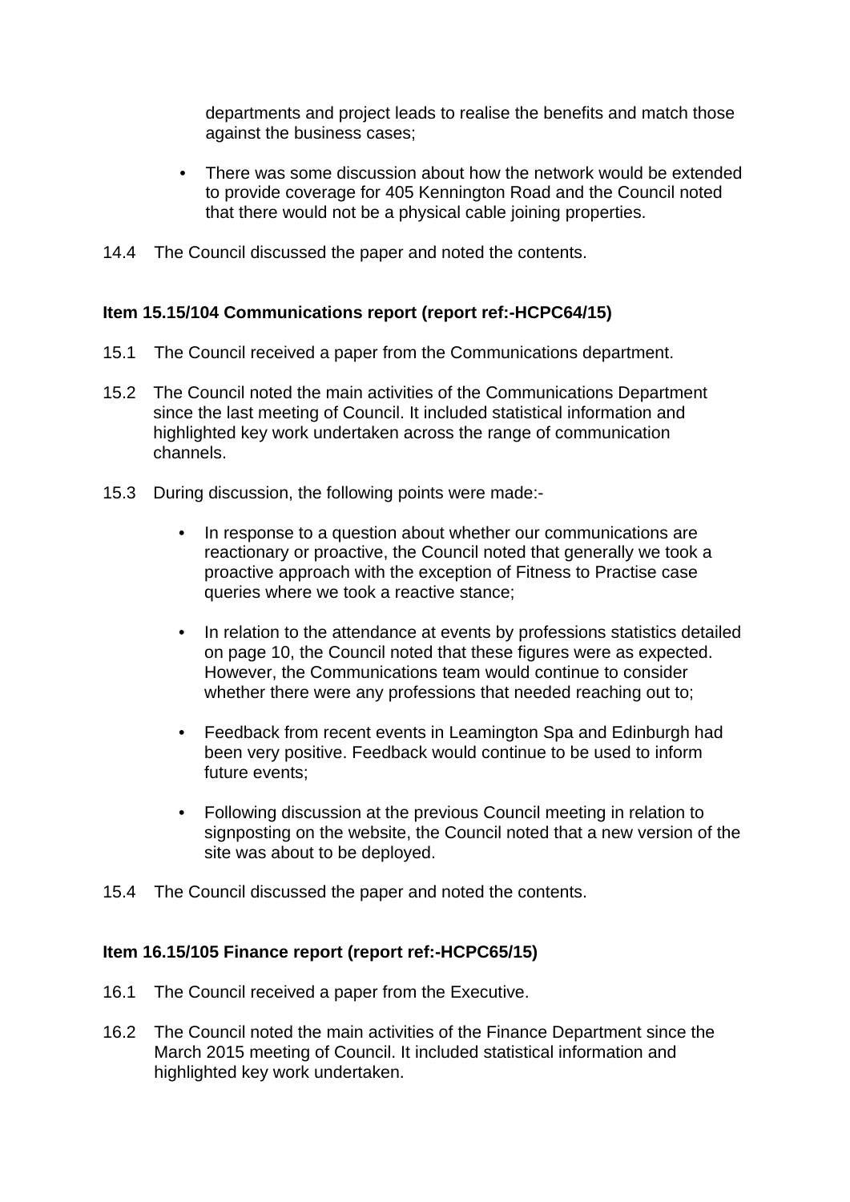departments and project leads to realise the benefits and match those against the business cases;

- There was some discussion about how the network would be extended to provide coverage for 405 Kennington Road and the Council noted that there would not be a physical cable joining properties.

14.4 The Council discussed the paper and noted the contents.

**Item 15.15/104 Communications report (report ref:-HCPC64/15)**

15.1 The Council received a paper from the Communications department.

15.2 The Council noted the main activities of the Communications Department since the last meeting of Council. It included statistical information and highlighted key work undertaken across the range of communication channels.

15.3 During discussion, the following points were made:-

- In response to a question about whether our communications are reactionary or proactive, the Council noted that generally we took a proactive approach with the exception of Fitness to Practise case queries where we took a reactive stance;
- In relation to the attendance at events by professions statistics detailed on page 10, the Council noted that these figures were as expected. However, the Communications team would continue to consider whether there were any professions that needed reaching out to;
- Feedback from recent events in Leamington Spa and Edinburgh had been very positive. Feedback would continue to be used to inform future events;
- Following discussion at the previous Council meeting in relation to signposting on the website, the Council noted that a new version of the site was about to be deployed.

15.4 The Council discussed the paper and noted the contents.

**Item 16.15/105 Finance report (report ref:-HCPC65/15)**

16.1 The Council received a paper from the Executive.

16.2 The Council noted the main activities of the Finance Department since the March 2015 meeting of Council. It included statistical information and highlighted key work undertaken.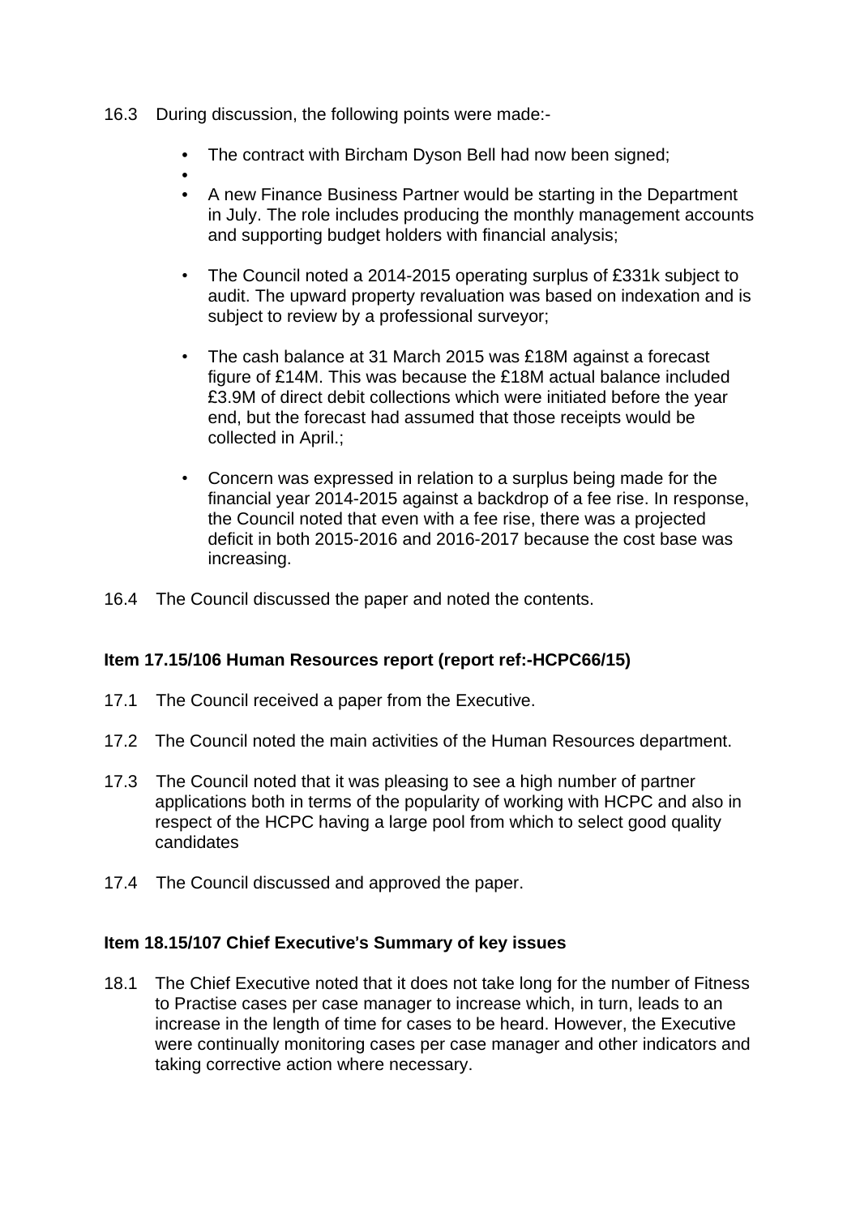16.3 During discussion, the following points were made:-

- The contract with Bircham Dyson Bell had now been signed;
- 
- A new Finance Business Partner would be starting in the Department in July. The role includes producing the monthly management accounts and supporting budget holders with financial analysis;
- The Council noted a 2014-2015 operating surplus of £331k subject to audit. The upward property revaluation was based on indexation and is subject to review by a professional surveyor;
- The cash balance at 31 March 2015 was £18M against a forecast figure of £14M. This was because the £18M actual balance included £3.9M of direct debit collections which were initiated before the year end, but the forecast had assumed that those receipts would be collected in April.;
- Concern was expressed in relation to a surplus being made for the financial year 2014-2015 against a backdrop of a fee rise. In response, the Council noted that even with a fee rise, there was a projected deficit in both 2015-2016 and 2016-2017 because the cost base was increasing.

16.4 The Council discussed the paper and noted the contents.

**Item 17.15/106 Human Resources report (report ref:-HCPC66/15)**

17.1 The Council received a paper from the Executive.

17.2 The Council noted the main activities of the Human Resources department.

17.3 The Council noted that it was pleasing to see a high number of partner applications both in terms of the popularity of working with HCPC and also in respect of the HCPC having a large pool from which to select good quality candidates

17.4 The Council discussed and approved the paper.

**Item 18.15/107 Chief Executive's Summary of key issues**

18.1 The Chief Executive noted that it does not take long for the number of Fitness to Practise cases per case manager to increase which, in turn, leads to an increase in the length of time for cases to be heard. However, the Executive were continually monitoring cases per case manager and other indicators and taking corrective action where necessary.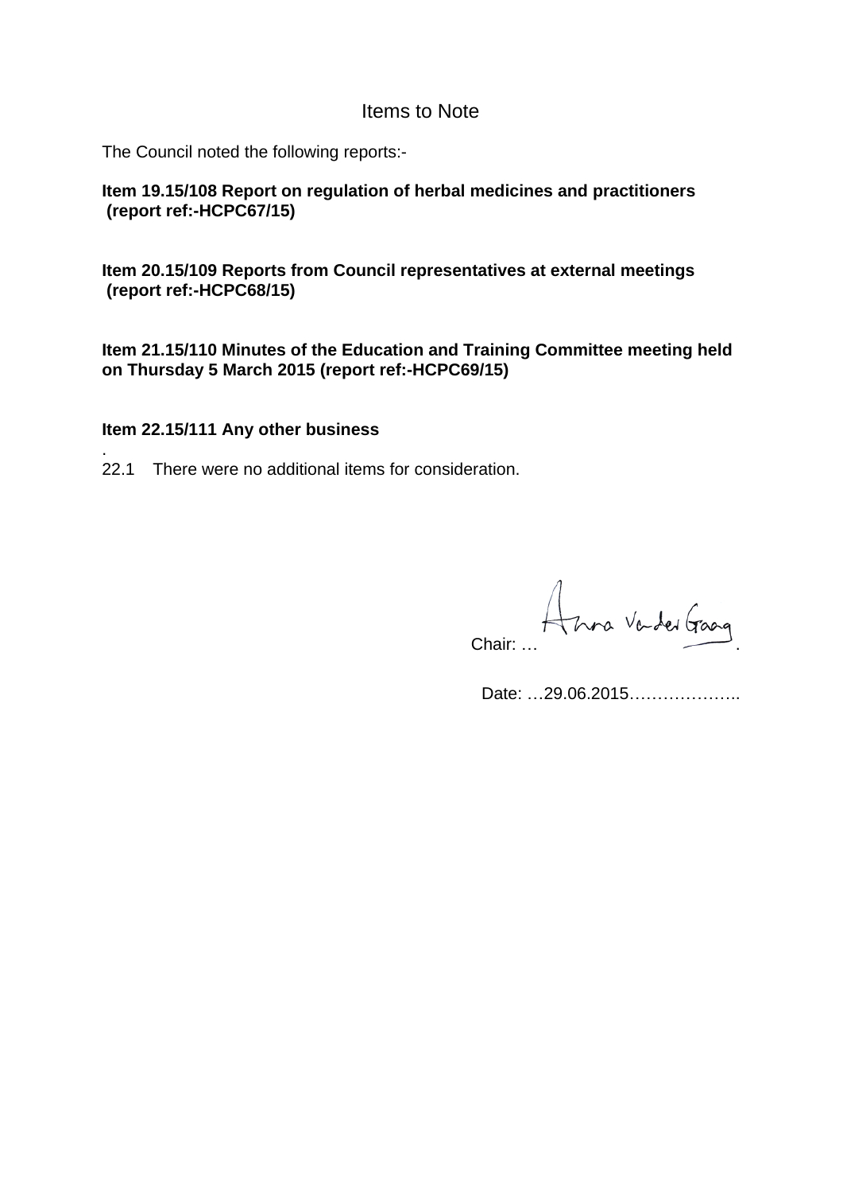## Items to Note

The Council noted the following reports:-

**Item 19.15/108 Report on regulation of herbal medicines and practitioners (report ref:-HCPC67/15)**

**Item 20.15/109 Reports from Council representatives at external meetings (report ref:-HCPC68/15)**

**Item 21.15/110 Minutes of the Education and Training Committee meeting held on Thursday 5 March 2015 (report ref:-HCPC69/15)**

**Item 22.15/111 Any other business**

.
22.1 There were no additional items for consideration.

Chair: … Anna Van der Gaag .

Date: …29.06.2015………………..